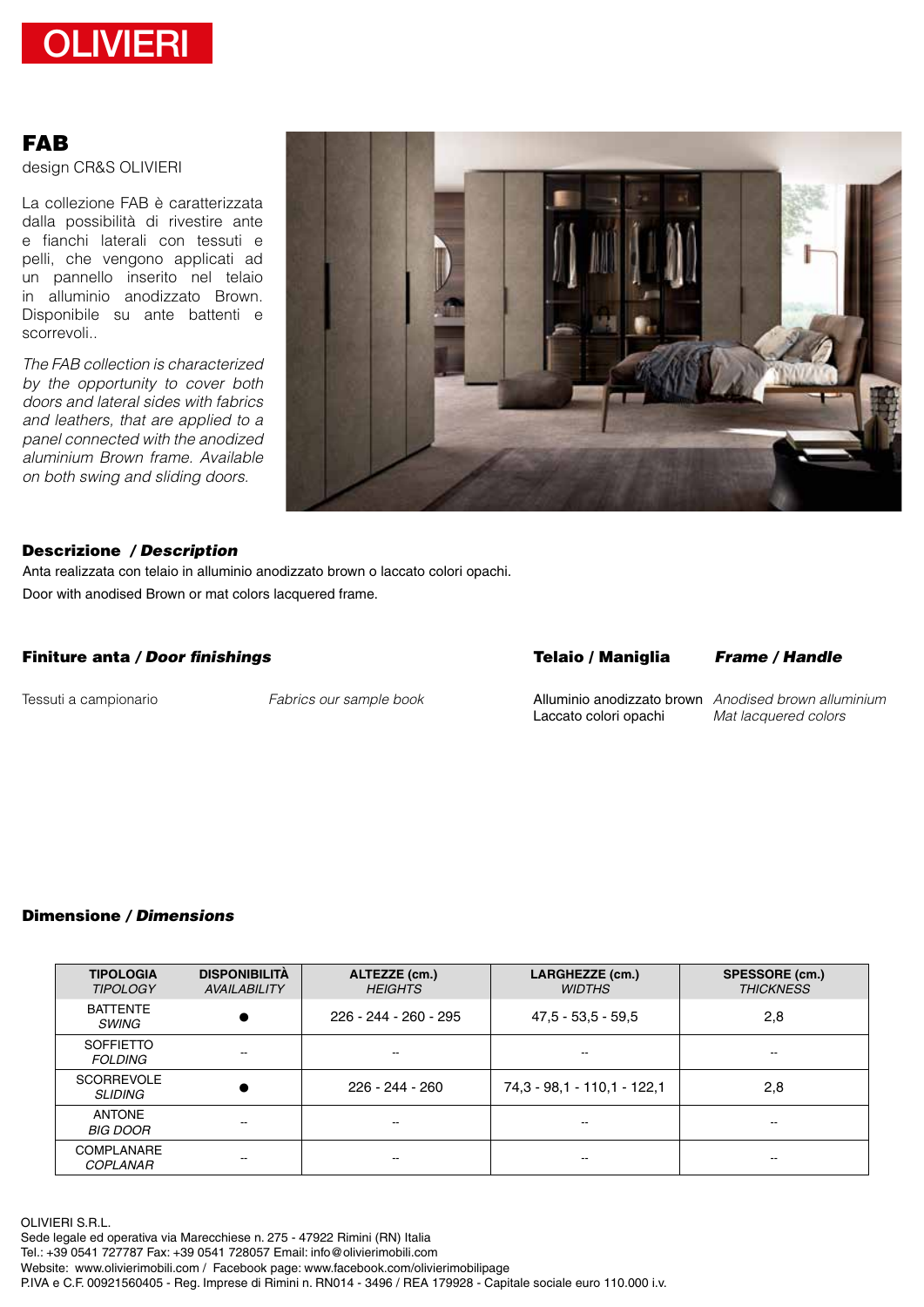# OLIVIERI

## FAB

design CR&S OLIVIERI

La collezione FAB è caratterizzata dalla possibilità di rivestire ante e fianchi laterali con tessuti e pelli, che vengono applicati ad un pannello inserito nel telaio in alluminio anodizzato Brown. Disponibile su ante battenti e scorrevoli..

*The FAB collection is characterized by the opportunity to cover both doors and lateral sides with fabrics and leathers, that are applied to a panel connected with the anodized aluminium Brown frame. Available on both swing and sliding doors.*

### Descrizione / *Description*

Anta realizzata con telaio in alluminio anodizzato brown o laccato colori opachi.

Door with anodised Brown or mat colors lacquered frame.

### Finiture anta / *Door finishings*

Tessuti a campionario — *Fabrics our sample book*

### Telaio / Maniglia — *Frame / Handle*

Alluminio anodizzato brown — *Anodised brown alluminium*
Laccato colori opachi — *Mat lacquered colors*

### Dimensione / *Dimensions*

| TIPOLOGIA *TIPOLOGY* | DISPONIBILITÀ *AVAILABILITY* | ALTEZZE (cm.) *HEIGHTS* | LARGHEZZE (cm.) *WIDTHS* | SPESSORE (cm.) *THICKNESS* |
|---|---|---|---|---|
| BATTENTE *SWING* | ● | 226 - 244 - 260 - 295 | 47,5 - 53,5 - 59,5 | 2,8 |
| SOFFIETTO *FOLDING* | -- | -- | -- | -- |
| SCORREVOLE *SLIDING* | ● | 226 - 244 - 260 | 74,3 - 98,1 - 110,1 - 122,1 | 2,8 |
| ANTONE *BIG DOOR* | -- | -- | -- | -- |
| COMPLANARE *COPLANAR* | -- | -- | -- | -- |

OLIVIERI S.R.L.
Sede legale ed operativa via Marecchiese n. 275 - 47922 Rimini (RN) Italia
Tel.: +39 0541 727787 Fax: +39 0541 728057 Email: info@olivierimobili.com
Website: www.olivierimobili.com / Facebook page: www.facebook.com/olivierimobilipage
P.IVA e C.F. 00921560405 - Reg. Imprese di Rimini n. RN014 - 3496 / REA 179928 - Capitale sociale euro 110.000 i.v.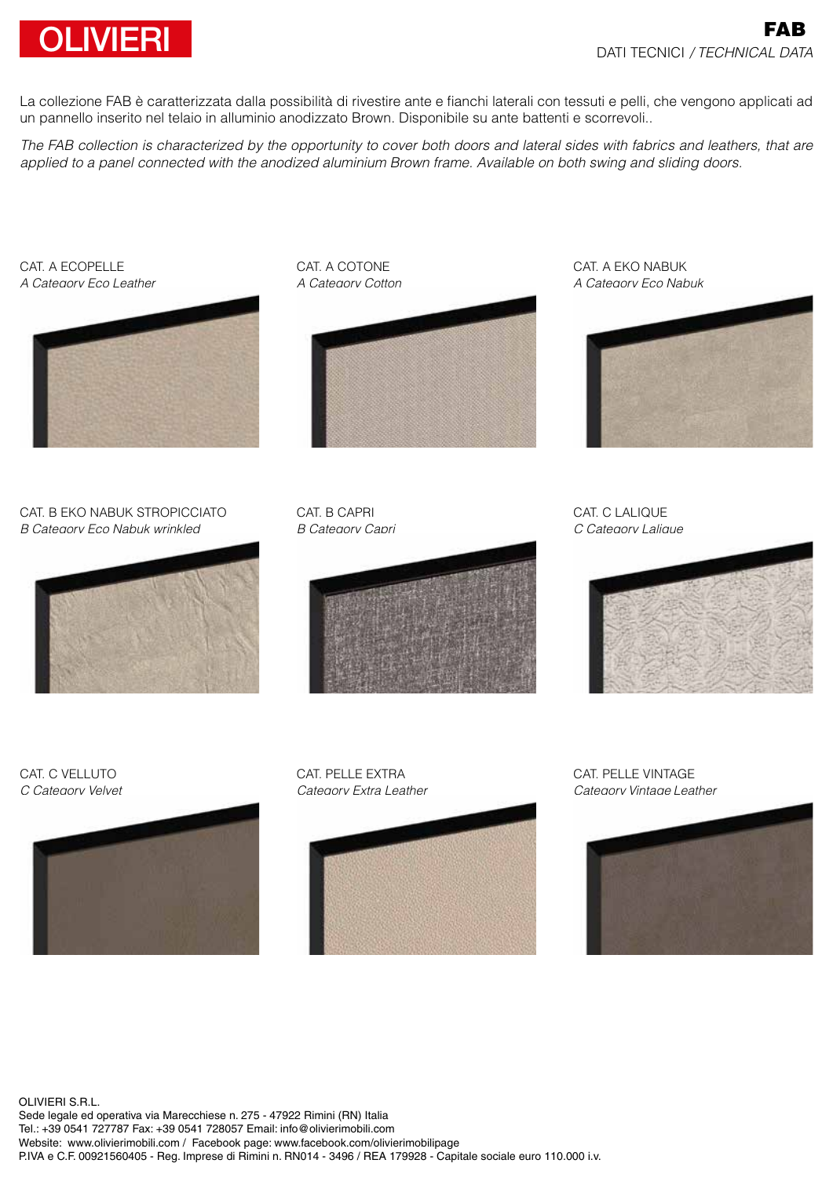# FAB

DATI TECNICI / *TECHNICAL DATA*

La collezione FAB è caratterizzata dalla possibilità di rivestire ante e fianchi laterali con tessuti e pelli, che vengono applicati ad un pannello inserito nel telaio in alluminio anodizzato Brown. Disponibile su ante battenti e scorrevoli..

*The FAB collection is characterized by the opportunity to cover both doors and lateral sides with fabrics and leathers, that are applied to a panel connected with the anodized aluminium Brown frame. Available on both swing and sliding doors.*

CAT. A ECOPELLE
*A Category Eco Leather*

CAT. A COTONE
*A Category Cotton*

CAT. A EKO NABUK
*A Category Eco Nabuk*

CAT. B EKO NABUK STROPICCIATO
*B Category Eco Nabuk wrinkled*

CAT. B CAPRI
*B Category Capri*

CAT. C LALIQUE
*C Category Lalique*

CAT. C VELLUTO
*C Category Velvet*

CAT. PELLE EXTRA
*Category Extra Leather*

CAT. PELLE VINTAGE
*Category Vintage Leather*

OLIVIERI S.R.L.
Sede legale ed operativa via Marecchiese n. 275 - 47922 Rimini (RN) Italia
Tel.: +39 0541 727787 Fax: +39 0541 728057 Email: info@olivierimobili.com
Website: www.olivierimobili.com / Facebook page: www.facebook.com/olivierimobilipage
P.IVA e C.F. 00921560405 - Reg. Imprese di Rimini n. RN014 - 3496 / REA 179928 - Capitale sociale euro 110.000 i.v.